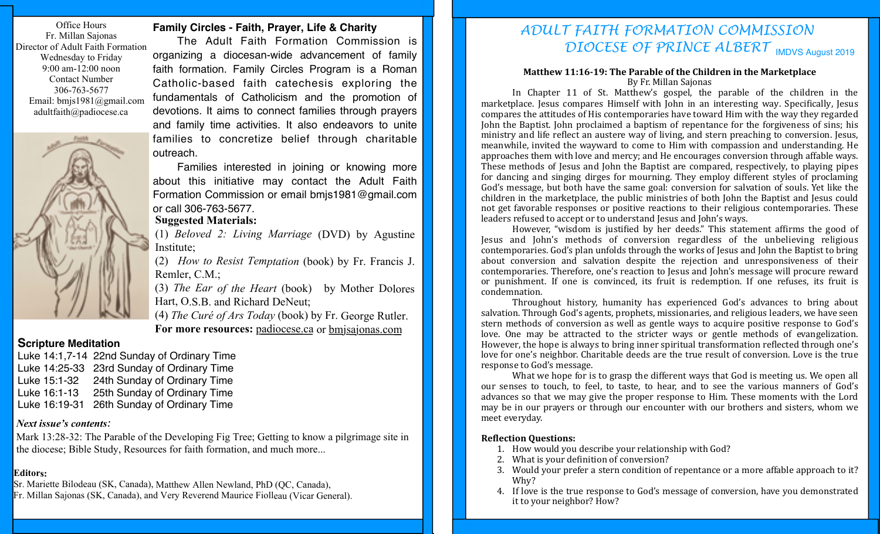Office Hours
Fr. Millan Sajonas
Director of Adult Faith Formation
Wednesday to Friday
9:00 am-12:00 noon
Contact Number
306-763-5677
Email: bmjs1981@gmail.com
adultfaith@padiocese.ca

## Family Circles - Faith, Prayer, Life & Charity

The Adult Faith Formation Commission is organizing a diocesan-wide advancement of family faith formation. Family Circles Program is a Roman Catholic-based faith catechesis exploring the fundamentals of Catholicism and the promotion of devotions. It aims to connect families through prayers and family time activities. It also endeavors to unite families to concretize belief through charitable outreach.

Families interested in joining or knowing more about this initiative may contact the Adult Faith Formation Commission or email bmjs1981@gmail.com or call 306-763-5677.

**Suggested Materials:**

(1) *Beloved 2: Living Marriage* (DVD) by Agustine Institute;

(2) *How to Resist Temptation* (book) by Fr. Francis J. Remler, C.M.;

(3) *The Ear of the Heart* (book) by Mother Dolores Hart, O.S.B. and Richard DeNeut;

(4) *The Curé of Ars Today* (book) by Fr. George Rutler.

**For more resources:** padiocese.ca or bmjsajonas.com

## Scripture Meditation

| | |
|---|---|
| Luke 14:1,7-14 | 22nd Sunday of Ordinary Time |
| Luke 14:25-33 | 23rd Sunday of Ordinary Time |
| Luke 15:1-32 | 24th Sunday of Ordinary Time |
| Luke 16:1-13 | 25th Sunday of Ordinary Time |
| Luke 16:19-31 | 26th Sunday of Ordinary Time |

***Next issue's contents:***

Mark 13:28-32: The Parable of the Developing Fig Tree; Getting to know a pilgrimage site in the diocese; Bible Study, Resources for faith formation, and much more...

**Editors:**
Sr. Mariette Bilodeau (SK, Canada), Matthew Allen Newland, PhD (QC, Canada), Fr. Millan Sajonas (SK, Canada), and Very Reverend Maurice Fiolleau (Vicar General).

# ADULT FAITH FORMATION COMMISSION
# DIOCESE OF PRINCE ALBERT

IMDVS August 2019

### Matthew 11:16-19: The Parable of the Children in the Marketplace

By Fr. Millan Sajonas

In Chapter 11 of St. Matthew's gospel, the parable of the children in the marketplace. Jesus compares Himself with John in an interesting way. Specifically, Jesus compares the attitudes of His contemporaries have toward Him with the way they regarded John the Baptist. John proclaimed a baptism of repentance for the forgiveness of sins; his ministry and life reflect an austere way of living, and stern preaching to conversion. Jesus, meanwhile, invited the wayward to come to Him with compassion and understanding. He approaches them with love and mercy; and He encourages conversion through affable ways. These methods of Jesus and John the Baptist are compared, respectively, to playing pipes for dancing and singing dirges for mourning. They employ different styles of proclaiming God's message, but both have the same goal: conversion for salvation of souls. Yet like the children in the marketplace, the public ministries of both John the Baptist and Jesus could not get favorable responses or positive reactions to their religious contemporaries. These leaders refused to accept or to understand Jesus and John's ways.

However, "wisdom is justified by her deeds." This statement affirms the good of Jesus and John's methods of conversion regardless of the unbelieving religious contemporaries. God's plan unfolds through the works of Jesus and John the Baptist to bring about conversion and salvation despite the rejection and unresponsiveness of their contemporaries. Therefore, one's reaction to Jesus and John's message will procure reward or punishment. If one is convinced, its fruit is redemption. If one refuses, its fruit is condemnation.

Throughout history, humanity has experienced God's advances to bring about salvation. Through God's agents, prophets, missionaries, and religious leaders, we have seen stern methods of conversion as well as gentle ways to acquire positive response to God's love. One may be attracted to the stricter ways or gentle methods of evangelization. However, the hope is always to bring inner spiritual transformation reflected through one's love for one's neighbor. Charitable deeds are the true result of conversion. Love is the true response to God's message.

What we hope for is to grasp the different ways that God is meeting us. We open all our senses to touch, to feel, to taste, to hear, and to see the various manners of God's advances so that we may give the proper response to Him. These moments with the Lord may be in our prayers or through our encounter with our brothers and sisters, whom we meet everyday.

**Reflection Questions:**

1. How would you describe your relationship with God?
2. What is your definition of conversion?
3. Would your prefer a stern condition of repentance or a more affable approach to it? Why?
4. If love is the true response to God's message of conversion, have you demonstrated it to your neighbor? How?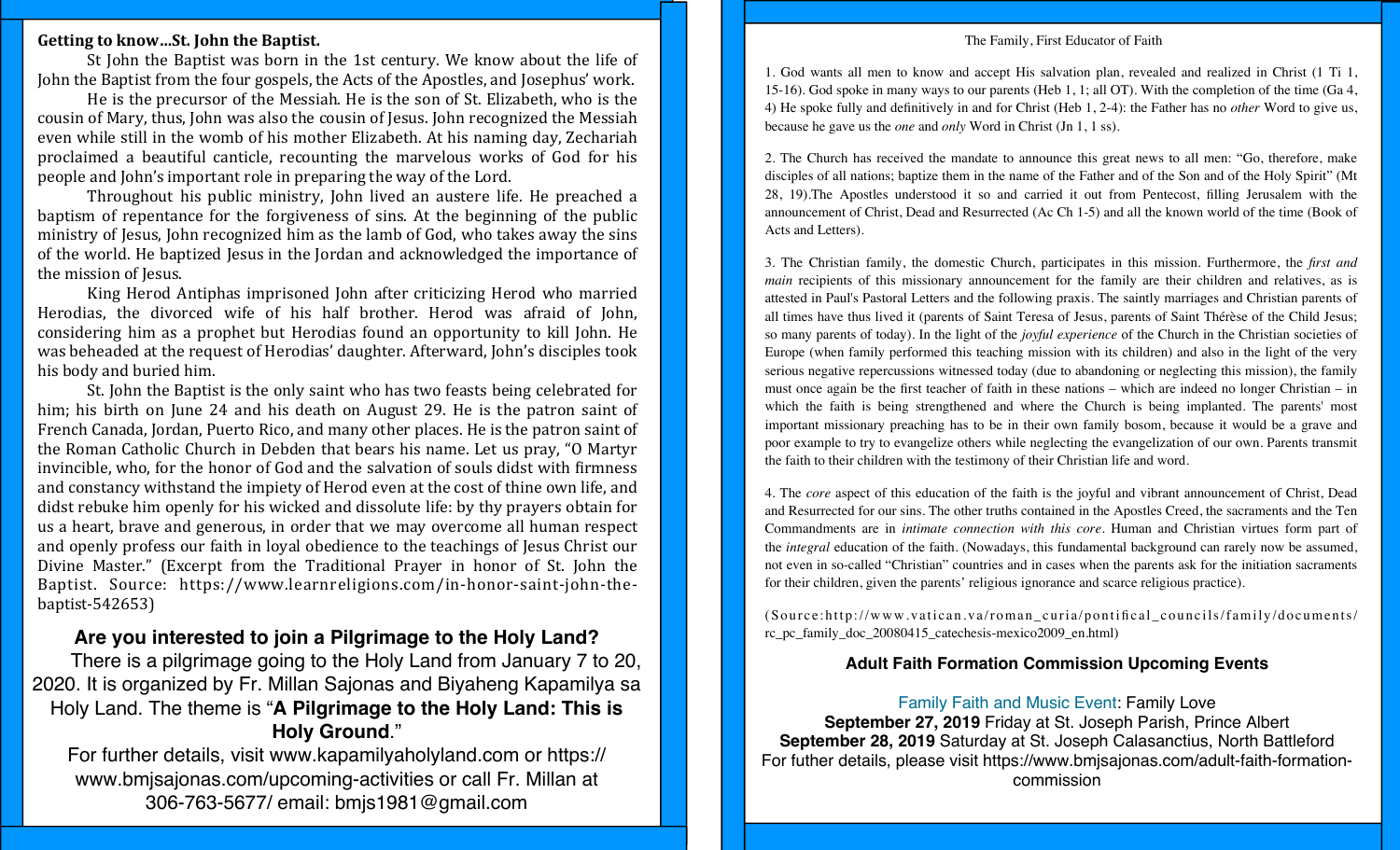**Getting to know…St. John the Baptist.**

St John the Baptist was born in the 1st century. We know about the life of John the Baptist from the four gospels, the Acts of the Apostles, and Josephus' work.

He is the precursor of the Messiah. He is the son of St. Elizabeth, who is the cousin of Mary, thus, John was also the cousin of Jesus. John recognized the Messiah even while still in the womb of his mother Elizabeth. At his naming day, Zechariah proclaimed a beautiful canticle, recounting the marvelous works of God for his people and John's important role in preparing the way of the Lord.

Throughout his public ministry, John lived an austere life. He preached a baptism of repentance for the forgiveness of sins. At the beginning of the public ministry of Jesus, John recognized him as the lamb of God, who takes away the sins of the world. He baptized Jesus in the Jordan and acknowledged the importance of the mission of Jesus.

King Herod Antiphas imprisoned John after criticizing Herod who married Herodias, the divorced wife of his half brother. Herod was afraid of John, considering him as a prophet but Herodias found an opportunity to kill John. He was beheaded at the request of Herodias' daughter. Afterward, John's disciples took his body and buried him.

St. John the Baptist is the only saint who has two feasts being celebrated for him; his birth on June 24 and his death on August 29. He is the patron saint of French Canada, Jordan, Puerto Rico, and many other places. He is the patron saint of the Roman Catholic Church in Debden that bears his name. Let us pray, "O Martyr invincible, who, for the honor of God and the salvation of souls didst with firmness and constancy withstand the impiety of Herod even at the cost of thine own life, and didst rebuke him openly for his wicked and dissolute life: by thy prayers obtain for us a heart, brave and generous, in order that we may overcome all human respect and openly profess our faith in loyal obedience to the teachings of Jesus Christ our Divine Master." (Excerpt from the Traditional Prayer in honor of St. John the Baptist. Source: https://www.learnreligions.com/in-honor-saint-john-the-baptist-542653)

**Are you interested to join a Pilgrimage to the Holy Land?**

There is a pilgrimage going to the Holy Land from January 7 to 20, 2020. It is organized by Fr. Millan Sajonas and Biyaheng Kapamilya sa Holy Land. The theme is "**A Pilgrimage to the Holy Land: This is Holy Ground**."

For further details, visit www.kapamilyaholyland.com or https://www.bmjsajonas.com/upcoming-activities or call Fr. Millan at 306-763-5677/ email: bmjs1981@gmail.com

The Family, First Educator of Faith

1. God wants all men to know and accept His salvation plan, revealed and realized in Christ (1 Ti 1, 15-16). God spoke in many ways to our parents (Heb 1, 1; all OT). With the completion of the time (Ga 4, 4) He spoke fully and definitively in and for Christ (Heb 1, 2-4): the Father has no *other* Word to give us, because he gave us the *one* and *only* Word in Christ (Jn 1, 1 ss).

2. The Church has received the mandate to announce this great news to all men: "Go, therefore, make disciples of all nations; baptize them in the name of the Father and of the Son and of the Holy Spirit" (Mt 28, 19).The Apostles understood it so and carried it out from Pentecost, filling Jerusalem with the announcement of Christ, Dead and Resurrected (Ac Ch 1-5) and all the known world of the time (Book of Acts and Letters).

3. The Christian family, the domestic Church, participates in this mission. Furthermore, the *first and main* recipients of this missionary announcement for the family are their children and relatives, as is attested in Paul's Pastoral Letters and the following praxis. The saintly marriages and Christian parents of all times have thus lived it (parents of Saint Teresa of Jesus, parents of Saint Thérèse of the Child Jesus; so many parents of today). In the light of the *joyful experience* of the Church in the Christian societies of Europe (when family performed this teaching mission with its children) and also in the light of the very serious negative repercussions witnessed today (due to abandoning or neglecting this mission), the family must once again be the first teacher of faith in these nations – which are indeed no longer Christian – in which the faith is being strengthened and where the Church is being implanted. The parents' most important missionary preaching has to be in their own family bosom, because it would be a grave and poor example to try to evangelize others while neglecting the evangelization of our own. Parents transmit the faith to their children with the testimony of their Christian life and word.

4. The *core* aspect of this education of the faith is the joyful and vibrant announcement of Christ, Dead and Resurrected for our sins. The other truths contained in the Apostles Creed, the sacraments and the Ten Commandments are in *intimate connection with this core*. Human and Christian virtues form part of the *integral* education of the faith. (Nowadays, this fundamental background can rarely now be assumed, not even in so-called "Christian" countries and in cases when the parents ask for the initiation sacraments for their children, given the parents' religious ignorance and scarce religious practice).

(Source:http://www.vatican.va/roman_curia/pontifical_councils/family/documents/rc_pc_family_doc_20080415_catechesis-mexico2009_en.html)

**Adult Faith Formation Commission Upcoming Events**

Family Faith and Music Event: Family Love
**September 27, 2019** Friday at St. Joseph Parish, Prince Albert
**September 28, 2019** Saturday at St. Joseph Calasanctius, North Battleford
For futher details, please visit https://www.bmjsajonas.com/adult-faith-formation-commission